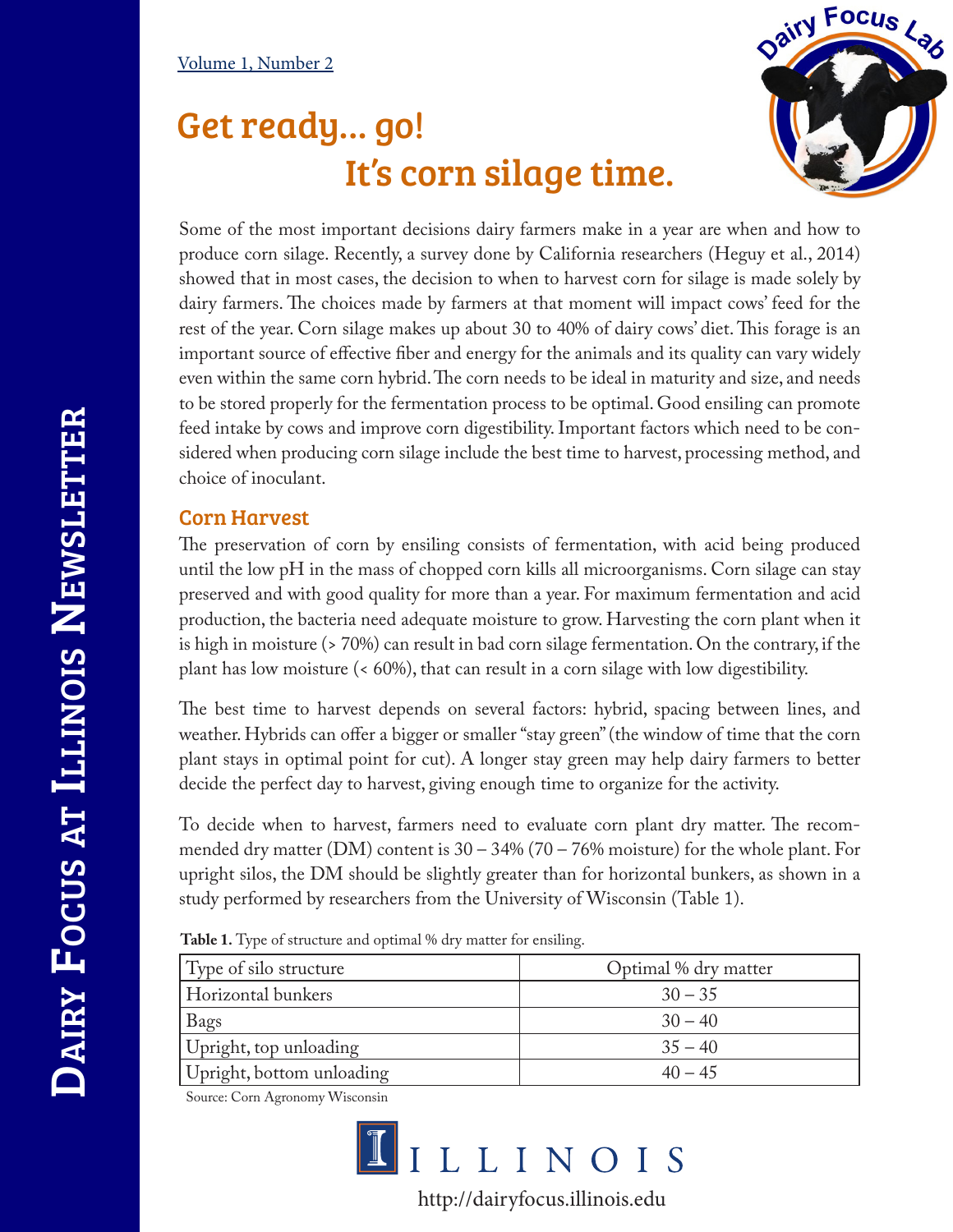Volume 1, Number 2

# Get ready... go! It's corn silage time.

Some of the most important decisions dairy farmers make in a year are when and how to produce corn silage. Recently, a survey done by California researchers (Heguy et al., 2014) showed that in most cases, the decision to when to harvest corn for silage is made solely by dairy farmers. The choices made by farmers at that moment will impact cows' feed for the rest of the year. Corn silage makes up about 30 to 40% of dairy cows' diet. This forage is an important source of effective fiber and energy for the animals and its quality can vary widely even within the same corn hybrid. The corn needs to be ideal in maturity and size, and needs to be stored properly for the fermentation process to be optimal. Good ensiling can promote feed intake by cows and improve corn digestibility. Important factors which need to be considered when producing corn silage include the best time to harvest, processing method, and choice of inoculant.

## Corn Harvest

The preservation of corn by ensiling consists of fermentation, with acid being produced until the low pH in the mass of chopped corn kills all microorganisms. Corn silage can stay preserved and with good quality for more than a year. For maximum fermentation and acid production, the bacteria need adequate moisture to grow. Harvesting the corn plant when it is high in moisture (> 70%) can result in bad corn silage fermentation. On the contrary, if the plant has low moisture (< 60%), that can result in a corn silage with low digestibility.

The best time to harvest depends on several factors: hybrid, spacing between lines, and weather. Hybrids can offer a bigger or smaller "stay green" (the window of time that the corn plant stays in optimal point for cut). A longer stay green may help dairy farmers to better decide the perfect day to harvest, giving enough time to organize for the activity.

To decide when to harvest, farmers need to evaluate corn plant dry matter. The recommended dry matter (DM) content is 30 – 34% (70 – 76% moisture) for the whole plant. For upright silos, the DM should be slightly greater than for horizontal bunkers, as shown in a study performed by researchers from the University of Wisconsin (Table 1).

**Table 1.** Type of structure and optimal % dry matter for ensiling.

| Type of silo structure | Optimal % dry matter |
|---|---|
| Horizontal bunkers | 30 – 35 |
| Bags | 30 – 40 |
| Upright, top unloading | 35 – 40 |
| Upright, bottom unloading | 40 – 45 |

Source: Corn Agronomy Wisconsin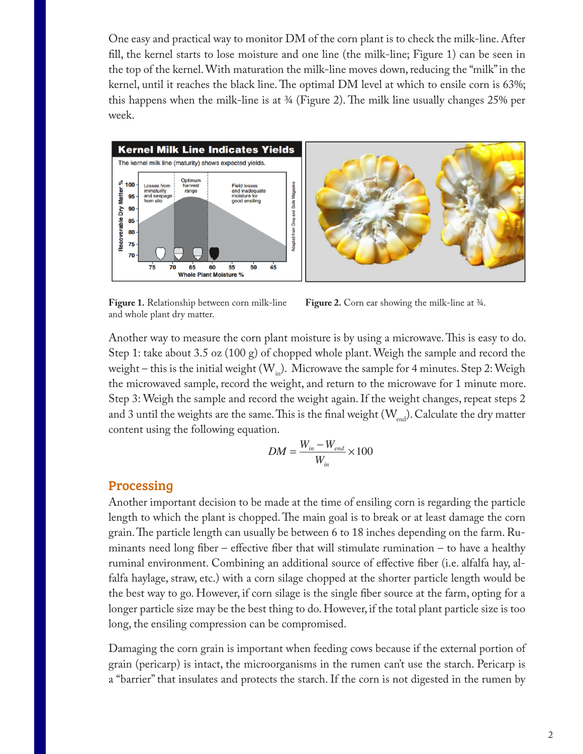One easy and practical way to monitor DM of the corn plant is to check the milk-line. After fill, the kernel starts to lose moisture and one line (the milk-line; Figure 1) can be seen in the top of the kernel. With maturation the milk-line moves down, reducing the "milk" in the kernel, until it reaches the black line. The optimal DM level at which to ensile corn is 63%; this happens when the milk-line is at ¾ (Figure 2). The milk line usually changes 25% per week.

**Figure 1.** Relationship between corn milk-line and whole plant dry matter.

**Figure 2.** Corn ear showing the milk-line at ¾.

Another way to measure the corn plant moisture is by using a microwave. This is easy to do. Step 1: take about 3.5 oz (100 g) of chopped whole plant. Weigh the sample and record the weight – this is the initial weight ($W_{in}$). Microwave the sample for 4 minutes. Step 2: Weigh the microwaved sample, record the weight, and return to the microwave for 1 minute more. Step 3: Weigh the sample and record the weight again. If the weight changes, repeat steps 2 and 3 until the weights are the same. This is the final weight ($W_{end}$). Calculate the dry matter content using the following equation.

$$DM = \frac{W_{in} - W_{end}}{W_{in}} \times 100$$

## Processing

Another important decision to be made at the time of ensiling corn is regarding the particle length to which the plant is chopped. The main goal is to break or at least damage the corn grain. The particle length can usually be between 6 to 18 inches depending on the farm. Ruminants need long fiber – effective fiber that will stimulate rumination – to have a healthy ruminal environment. Combining an additional source of effective fiber (i.e. alfalfa hay, alfalfa haylage, straw, etc.) with a corn silage chopped at the shorter particle length would be the best way to go. However, if corn silage is the single fiber source at the farm, opting for a longer particle size may be the best thing to do. However, if the total plant particle size is too long, the ensiling compression can be compromised.

Damaging the corn grain is important when feeding cows because if the external portion of grain (pericarp) is intact, the microorganisms in the rumen can't use the starch. Pericarp is a "barrier" that insulates and protects the starch. If the corn is not digested in the rumen by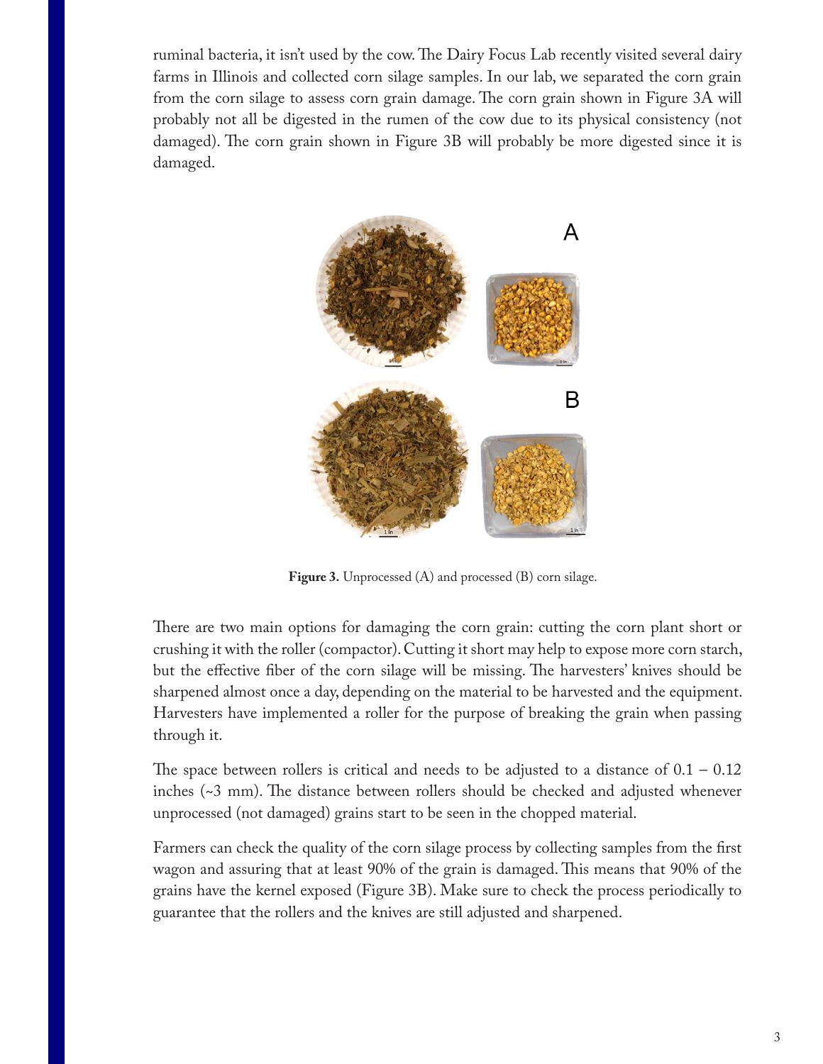ruminal bacteria, it isn't used by the cow. The Dairy Focus Lab recently visited several dairy farms in Illinois and collected corn silage samples. In our lab, we separated the corn grain from the corn silage to assess corn grain damage. The corn grain shown in Figure 3A will probably not all be digested in the rumen of the cow due to its physical consistency (not damaged). The corn grain shown in Figure 3B will probably be more digested since it is damaged.

**Figure 3.** Unprocessed (A) and processed (B) corn silage.

There are two main options for damaging the corn grain: cutting the corn plant short or crushing it with the roller (compactor). Cutting it short may help to expose more corn starch, but the effective fiber of the corn silage will be missing. The harvesters' knives should be sharpened almost once a day, depending on the material to be harvested and the equipment. Harvesters have implemented a roller for the purpose of breaking the grain when passing through it.

The space between rollers is critical and needs to be adjusted to a distance of 0.1 – 0.12 inches (~3 mm). The distance between rollers should be checked and adjusted whenever unprocessed (not damaged) grains start to be seen in the chopped material.

Farmers can check the quality of the corn silage process by collecting samples from the first wagon and assuring that at least 90% of the grain is damaged. This means that 90% of the grains have the kernel exposed (Figure 3B). Make sure to check the process periodically to guarantee that the rollers and the knives are still adjusted and sharpened.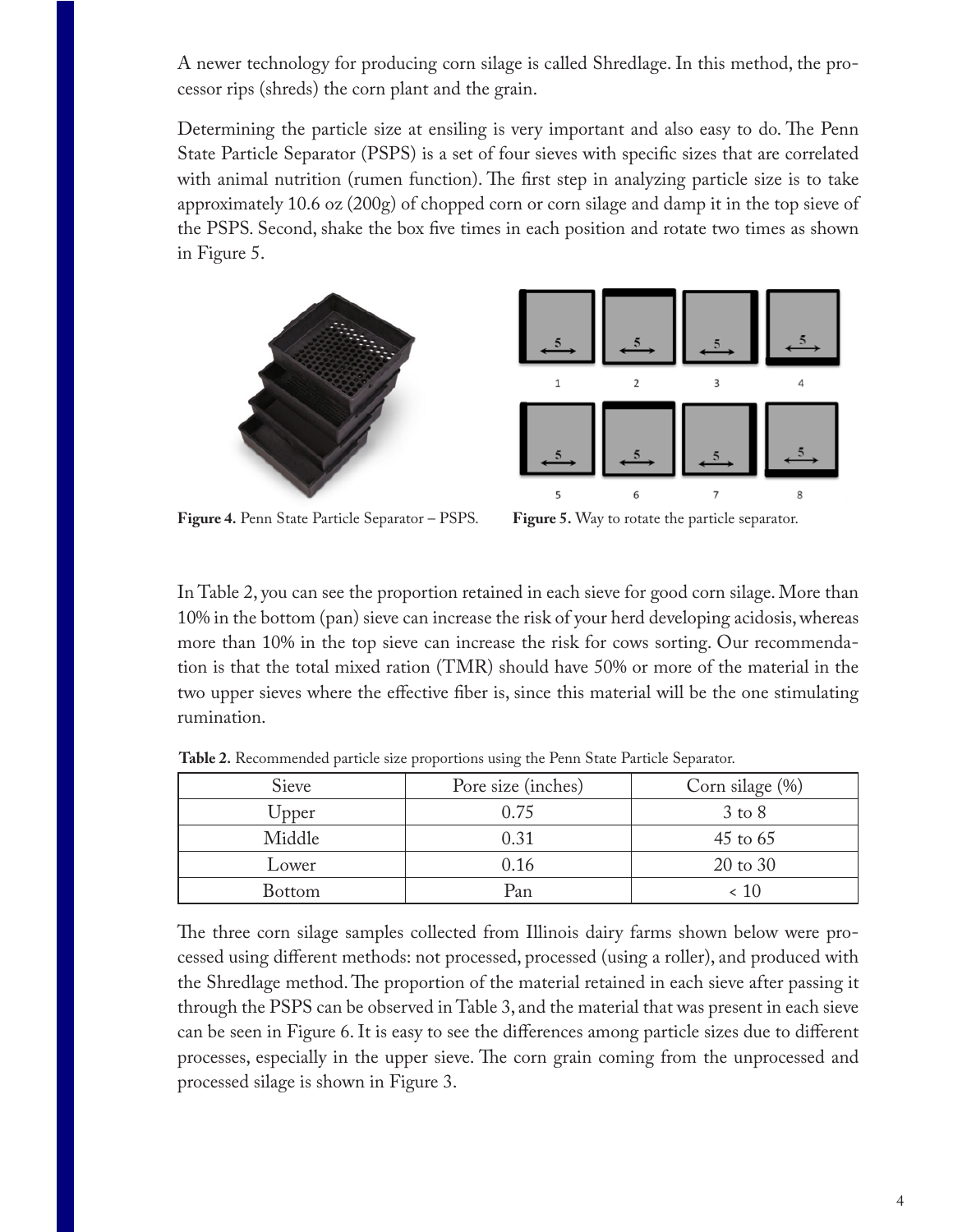A newer technology for producing corn silage is called Shredlage. In this method, the processor rips (shreds) the corn plant and the grain.

Determining the particle size at ensiling is very important and also easy to do. The Penn State Particle Separator (PSPS) is a set of four sieves with specific sizes that are correlated with animal nutrition (rumen function). The first step in analyzing particle size is to take approximately 10.6 oz (200g) of chopped corn or corn silage and damp it in the top sieve of the PSPS. Second, shake the box five times in each position and rotate two times as shown in Figure 5.

**Figure 4.** Penn State Particle Separator – PSPS.

**Figure 5.** Way to rotate the particle separator.

In Table 2, you can see the proportion retained in each sieve for good corn silage. More than 10% in the bottom (pan) sieve can increase the risk of your herd developing acidosis, whereas more than 10% in the top sieve can increase the risk for cows sorting. Our recommendation is that the total mixed ration (TMR) should have 50% or more of the material in the two upper sieves where the effective fiber is, since this material will be the one stimulating rumination.

**Table 2.** Recommended particle size proportions using the Penn State Particle Separator.

| Sieve | Pore size (inches) | Corn silage (%) |
|---|---|---|
| Upper | 0.75 | 3 to 8 |
| Middle | 0.31 | 45 to 65 |
| Lower | 0.16 | 20 to 30 |
| Bottom | Pan | < 10 |

The three corn silage samples collected from Illinois dairy farms shown below were processed using different methods: not processed, processed (using a roller), and produced with the Shredlage method. The proportion of the material retained in each sieve after passing it through the PSPS can be observed in Table 3, and the material that was present in each sieve can be seen in Figure 6. It is easy to see the differences among particle sizes due to different processes, especially in the upper sieve. The corn grain coming from the unprocessed and processed silage is shown in Figure 3.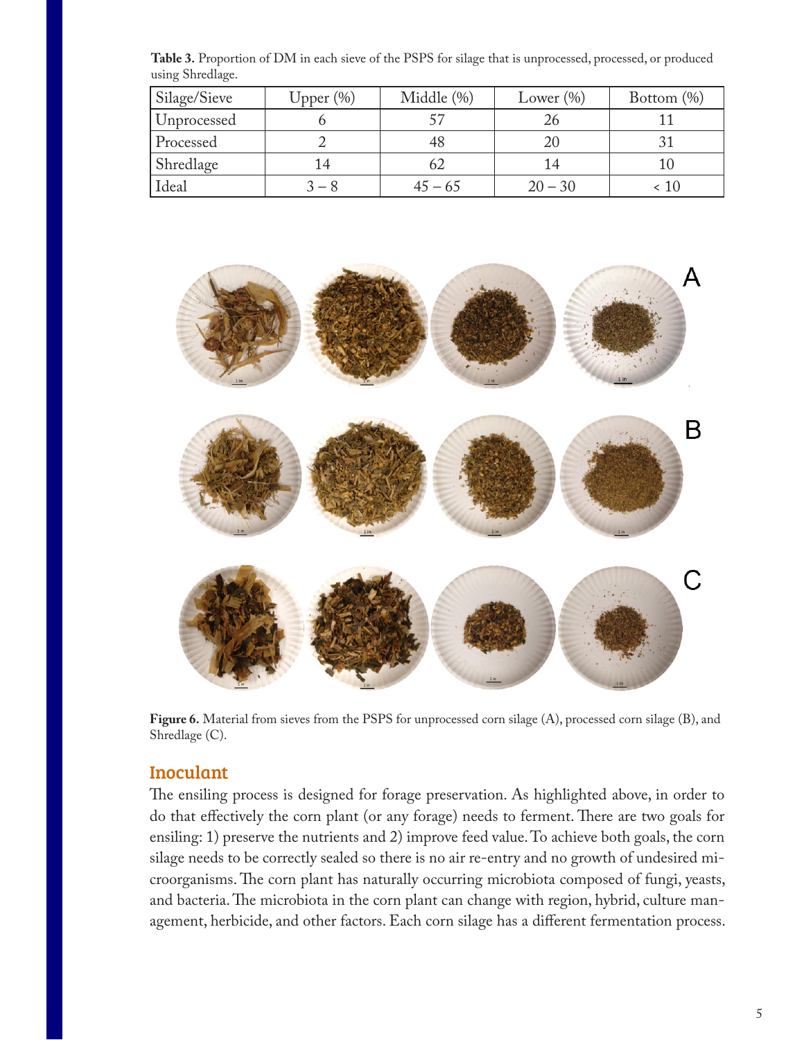**Table 3.** Proportion of DM in each sieve of the PSPS for silage that is unprocessed, processed, or produced using Shredlage.

| Silage/Sieve | Upper (%) | Middle (%) | Lower (%) | Bottom (%) |
|---|---|---|---|---|
| Unprocessed | 6 | 57 | 26 | 11 |
| Processed | 2 | 48 | 20 | 31 |
| Shredlage | 14 | 62 | 14 | 10 |
| Ideal | 3 – 8 | 45 – 65 | 20 – 30 | < 10 |

**Figure 6.** Material from sieves from the PSPS for unprocessed corn silage (A), processed corn silage (B), and Shredlage (C).

## Inoculant

The ensiling process is designed for forage preservation. As highlighted above, in order to do that effectively the corn plant (or any forage) needs to ferment. There are two goals for ensiling: 1) preserve the nutrients and 2) improve feed value. To achieve both goals, the corn silage needs to be correctly sealed so there is no air re-entry and no growth of undesired microorganisms. The corn plant has naturally occurring microbiota composed of fungi, yeasts, and bacteria. The microbiota in the corn plant can change with region, hybrid, culture management, herbicide, and other factors. Each corn silage has a different fermentation process.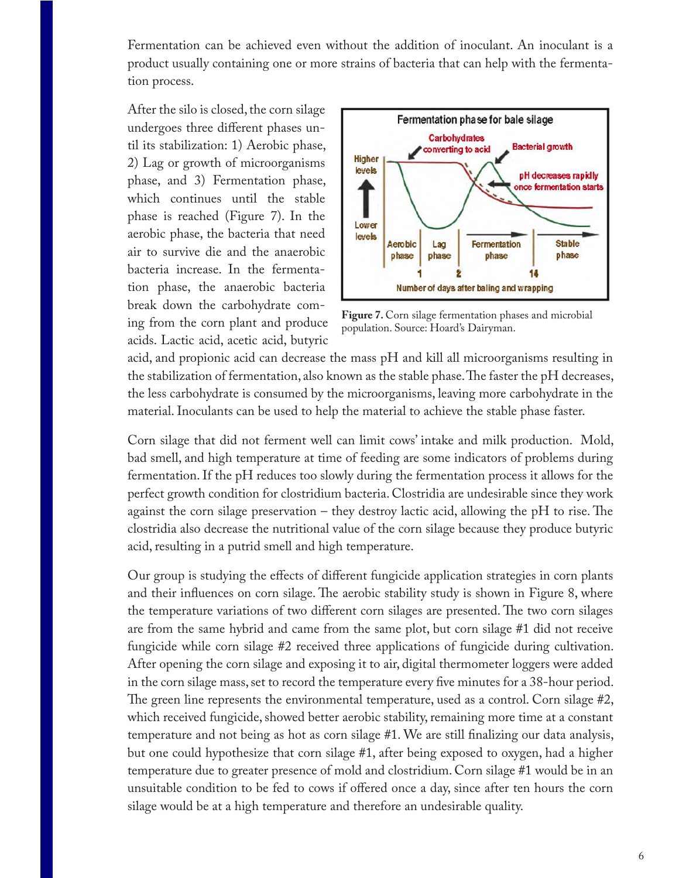Fermentation can be achieved even without the addition of inoculant. An inoculant is a product usually containing one or more strains of bacteria that can help with the fermentation process.

After the silo is closed, the corn silage undergoes three different phases until its stabilization: 1) Aerobic phase, 2) Lag or growth of microorganisms phase, and 3) Fermentation phase, which continues until the stable phase is reached (Figure 7). In the aerobic phase, the bacteria that need air to survive die and the anaerobic bacteria increase. In the fermentation phase, the anaerobic bacteria break down the carbohydrate coming from the corn plant and produce acids. Lactic acid, acetic acid, butyric acid, and propionic acid can decrease the mass pH and kill all microorganisms resulting in the stabilization of fermentation, also known as the stable phase. The faster the pH decreases, the less carbohydrate is consumed by the microorganisms, leaving more carbohydrate in the material. Inoculants can be used to help the material to achieve the stable phase faster.

**Figure 7.** Corn silage fermentation phases and microbial population. Source: Hoard's Dairyman.

Corn silage that did not ferment well can limit cows' intake and milk production. Mold, bad smell, and high temperature at time of feeding are some indicators of problems during fermentation. If the pH reduces too slowly during the fermentation process it allows for the perfect growth condition for clostridium bacteria. Clostridia are undesirable since they work against the corn silage preservation – they destroy lactic acid, allowing the pH to rise. The clostridia also decrease the nutritional value of the corn silage because they produce butyric acid, resulting in a putrid smell and high temperature.

Our group is studying the effects of different fungicide application strategies in corn plants and their influences on corn silage. The aerobic stability study is shown in Figure 8, where the temperature variations of two different corn silages are presented. The two corn silages are from the same hybrid and came from the same plot, but corn silage #1 did not receive fungicide while corn silage #2 received three applications of fungicide during cultivation. After opening the corn silage and exposing it to air, digital thermometer loggers were added in the corn silage mass, set to record the temperature every five minutes for a 38-hour period. The green line represents the environmental temperature, used as a control. Corn silage #2, which received fungicide, showed better aerobic stability, remaining more time at a constant temperature and not being as hot as corn silage #1. We are still finalizing our data analysis, but one could hypothesize that corn silage #1, after being exposed to oxygen, had a higher temperature due to greater presence of mold and clostridium. Corn silage #1 would be in an unsuitable condition to be fed to cows if offered once a day, since after ten hours the corn silage would be at a high temperature and therefore an undesirable quality.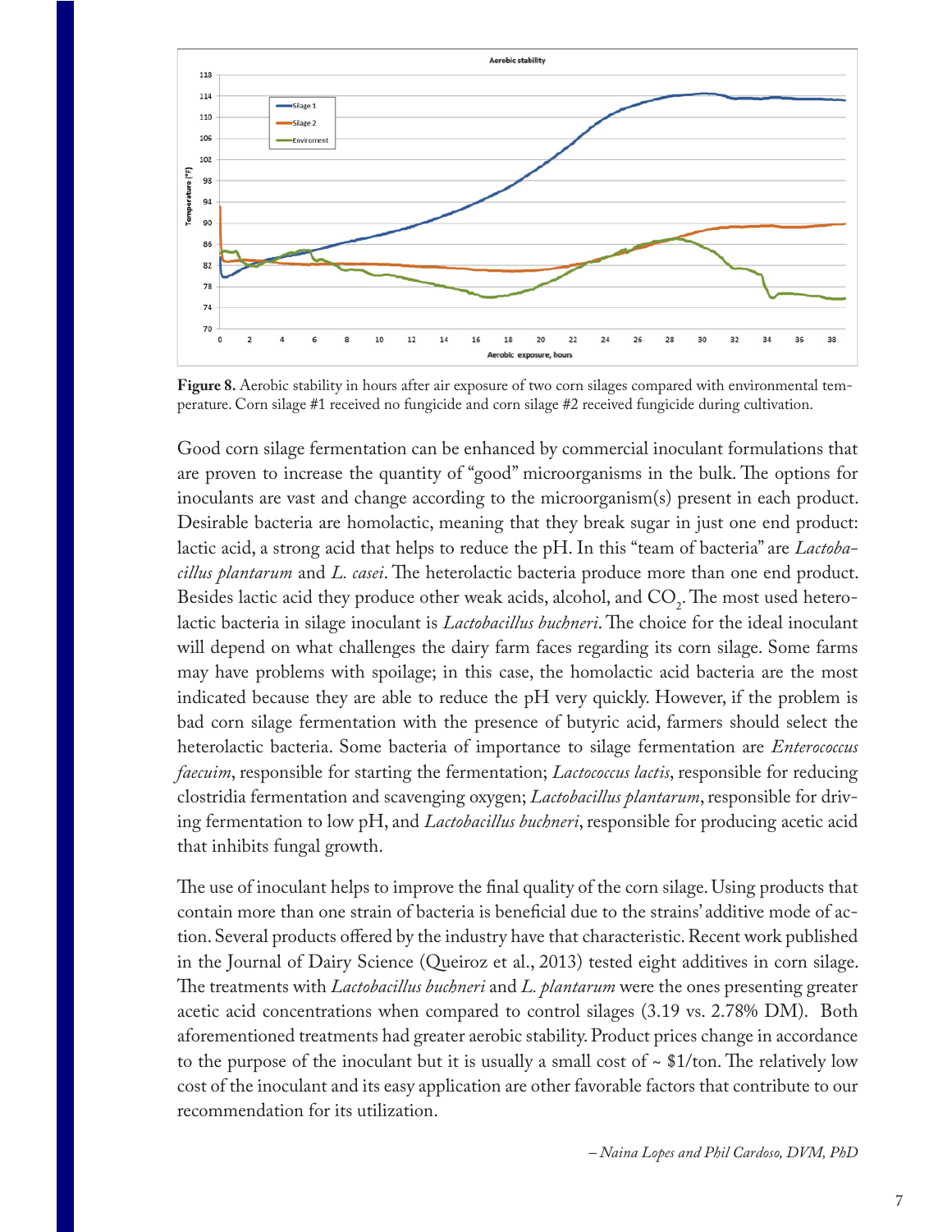Aerobic stability

Temperature (°F)

118
114
110
106
102
98
94
90
86
82
78
74
70

0 2 4 6 8 10 12 14 16 18 20 22 24 26 28 30 32 34 36 38

Aerobic exposure, hours

Silage 1
Silage 2
Enviroment

**Figure 8.** Aerobic stability in hours after air exposure of two corn silages compared with environmental temperature. Corn silage #1 received no fungicide and corn silage #2 received fungicide during cultivation.

Good corn silage fermentation can be enhanced by commercial inoculant formulations that are proven to increase the quantity of "good" microorganisms in the bulk. The options for inoculants are vast and change according to the microorganism(s) present in each product. Desirable bacteria are homolactic, meaning that they break sugar in just one end product: lactic acid, a strong acid that helps to reduce the pH. In this "team of bacteria" are *Lactobacillus plantarum* and *L. casei*. The heterolactic bacteria produce more than one end product. Besides lactic acid they produce other weak acids, alcohol, and $CO_2$. The most used heterolactic bacteria in silage inoculant is *Lactobacillus buchneri*. The choice for the ideal inoculant will depend on what challenges the dairy farm faces regarding its corn silage. Some farms may have problems with spoilage; in this case, the homolactic acid bacteria are the most indicated because they are able to reduce the pH very quickly. However, if the problem is bad corn silage fermentation with the presence of butyric acid, farmers should select the heterolactic bacteria. Some bacteria of importance to silage fermentation are *Enterococcus faecuim*, responsible for starting the fermentation; *Lactococcus lactis*, responsible for reducing clostridia fermentation and scavenging oxygen; *Lactobacillus plantarum*, responsible for driving fermentation to low pH, and *Lactobacillus buchneri*, responsible for producing acetic acid that inhibits fungal growth.

The use of inoculant helps to improve the final quality of the corn silage. Using products that contain more than one strain of bacteria is beneficial due to the strains' additive mode of action. Several products offered by the industry have that characteristic. Recent work published in the Journal of Dairy Science (Queiroz et al., 2013) tested eight additives in corn silage. The treatments with *Lactobacillus buchneri* and *L. plantarum* were the ones presenting greater acetic acid concentrations when compared to control silages (3.19 vs. 2.78% DM). Both aforementioned treatments had greater aerobic stability. Product prices change in accordance to the purpose of the inoculant but it is usually a small cost of ~ $1/ton. The relatively low cost of the inoculant and its easy application are other favorable factors that contribute to our recommendation for its utilization.

*– Naina Lopes and Phil Cardoso, DVM, PhD*